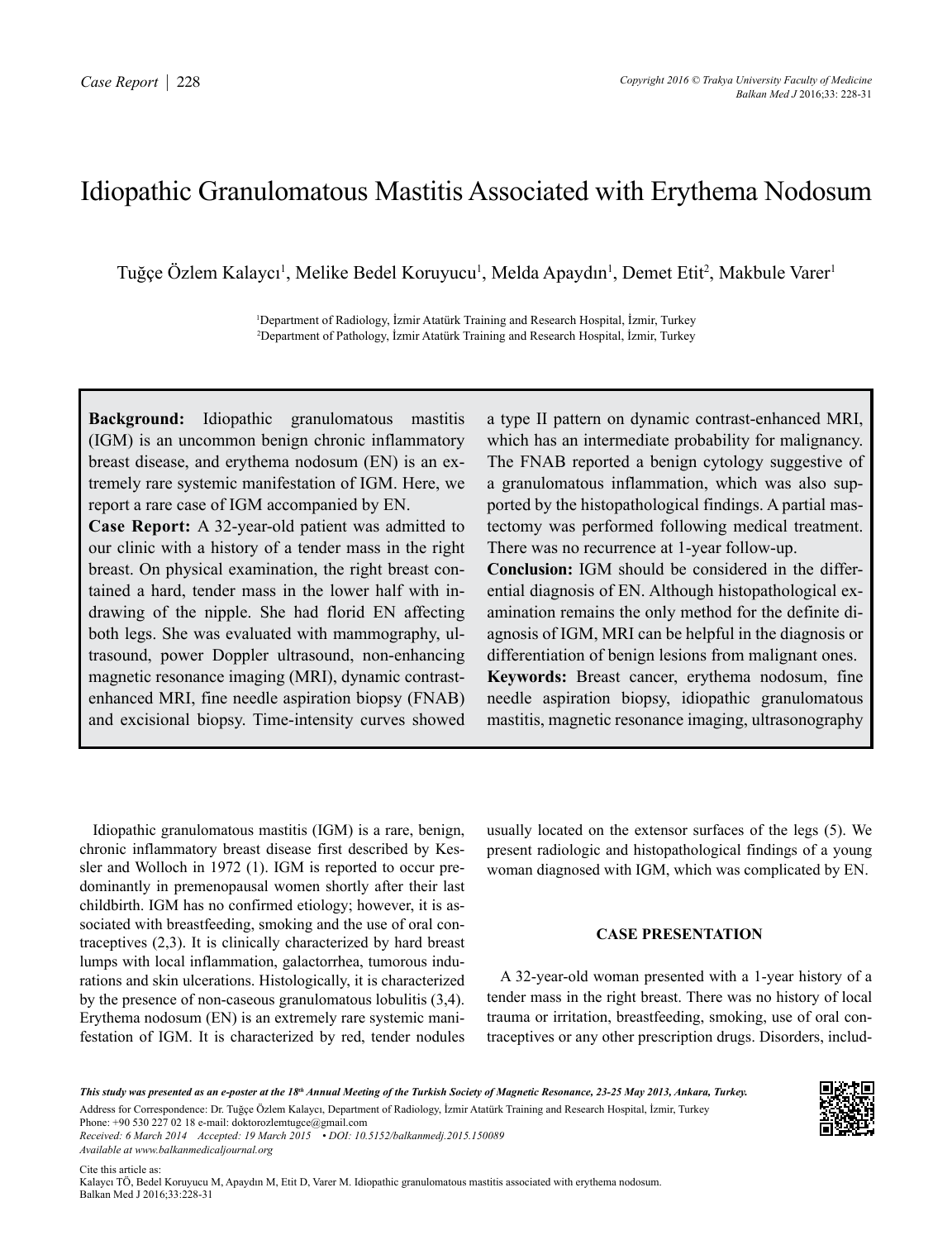# Idiopathic Granulomatous Mastitis Associated with Erythema Nodosum

Tuğçe Özlem Kalaycı[1], Melike Bedel Koruyucu[1], Melda Apaydın[1], Demet Etit[2], Makbule Varer[1]

[1]Department of Radiology, İzmir Atatürk Training and Research Hospital, İzmir, Turkey
[2]Department of Pathology, İzmir Atatürk Training and Research Hospital, İzmir, Turkey

**Background:** Idiopathic granulomatous mastitis (IGM) is an uncommon benign chronic inflammatory breast disease, and erythema nodosum (EN) is an extremely rare systemic manifestation of IGM. Here, we report a rare case of IGM accompanied by EN.

**Case Report:** A 32-year-old patient was admitted to our clinic with a history of a tender mass in the right breast. On physical examination, the right breast contained a hard, tender mass in the lower half with indrawing of the nipple. She had florid EN affecting both legs. She was evaluated with mammography, ultrasound, power Doppler ultrasound, non-enhancing magnetic resonance imaging (MRI), dynamic contrast-enhanced MRI, fine needle aspiration biopsy (FNAB) and excisional biopsy. Time-intensity curves showed a type II pattern on dynamic contrast-enhanced MRI, which has an intermediate probability for malignancy. The FNAB reported a benign cytology suggestive of a granulomatous inflammation, which was also supported by the histopathological findings. A partial mastectomy was performed following medical treatment. There was no recurrence at 1-year follow-up.

**Conclusion:** IGM should be considered in the differential diagnosis of EN. Although histopathological examination remains the only method for the definite diagnosis of IGM, MRI can be helpful in the diagnosis or differentiation of benign lesions from malignant ones.

**Keywords:** Breast cancer, erythema nodosum, fine needle aspiration biopsy, idiopathic granulomatous mastitis, magnetic resonance imaging, ultrasonography

Idiopathic granulomatous mastitis (IGM) is a rare, benign, chronic inflammatory breast disease first described by Kessler and Wolloch in 1972 (1). IGM is reported to occur predominantly in premenopausal women shortly after their last childbirth. IGM has no confirmed etiology; however, it is associated with breastfeeding, smoking and the use of oral contraceptives (2,3). It is clinically characterized by hard breast lumps with local inflammation, galactorrhea, tumorous indurations and skin ulcerations. Histologically, it is characterized by the presence of non-caseous granulomatous lobulitis (3,4). Erythema nodosum (EN) is an extremely rare systemic manifestation of IGM. It is characterized by red, tender nodules usually located on the extensor surfaces of the legs (5). We present radiologic and histopathological findings of a young woman diagnosed with IGM, which was complicated by EN.

## CASE PRESENTATION

A 32-year-old woman presented with a 1-year history of a tender mass in the right breast. There was no history of local trauma or irritation, breastfeeding, smoking, use of oral contraceptives or any other prescription drugs. Disorders, includ-

*This study was presented as an e-poster at the 18th Annual Meeting of the Turkish Society of Magnetic Resonance, 23-25 May 2013, Ankara, Turkey.*

Address for Correspondence: Dr. Tuğçe Özlem Kalaycı, Department of Radiology, İzmir Atatürk Training and Research Hospital, İzmir, Turkey
Phone: +90 530 227 02 18 e-mail: doktorozlemtugce@gmail.com
*Received: 6 March 2014 Accepted: 19 March 2015 • DOI: 10.5152/balkanmedj.2015.150089*
*Available at www.balkanmedicaljournal.org*

Cite this article as:
Kalaycı TÖ, Bedel Koruyucu M, Apaydın M, Etit D, Varer M. Idiopathic granulomatous mastitis associated with erythema nodosum. Balkan Med J 2016;33:228-31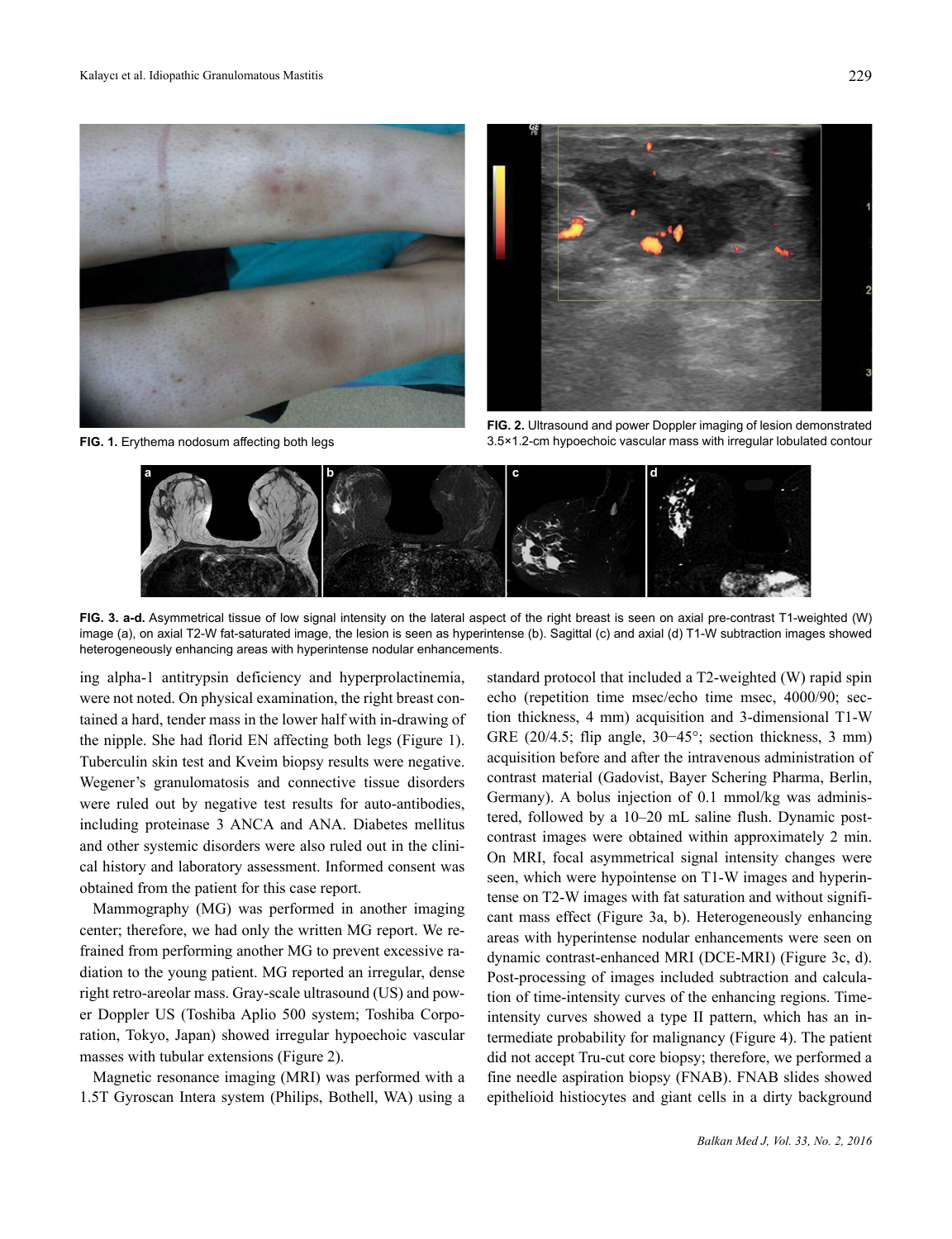**FIG. 1.** Erythema nodosum affecting both legs

**FIG. 2.** Ultrasound and power Doppler imaging of lesion demonstrated 3.5×1.2-cm hypoechoic vascular mass with irregular lobulated contour

**FIG. 3. a-d.** Asymmetrical tissue of low signal intensity on the lateral aspect of the right breast is seen on axial pre-contrast T1-weighted (W) image (a), on axial T2-W fat-saturated image, the lesion is seen as hyperintense (b). Sagittal (c) and axial (d) T1-W subtraction images showed heterogeneously enhancing areas with hyperintense nodular enhancements.

ing alpha-1 antitrypsin deficiency and hyperprolactinemia, were not noted. On physical examination, the right breast contained a hard, tender mass in the lower half with in-drawing of the nipple. She had florid EN affecting both legs (Figure 1). Tuberculin skin test and Kveim biopsy results were negative. Wegener's granulomatosis and connective tissue disorders were ruled out by negative test results for auto-antibodies, including proteinase 3 ANCA and ANA. Diabetes mellitus and other systemic disorders were also ruled out in the clinical history and laboratory assessment. Informed consent was obtained from the patient for this case report.

Mammography (MG) was performed in another imaging center; therefore, we had only the written MG report. We refrained from performing another MG to prevent excessive radiation to the young patient. MG reported an irregular, dense right retro-areolar mass. Gray-scale ultrasound (US) and power Doppler US (Toshiba Aplio 500 system; Toshiba Corporation, Tokyo, Japan) showed irregular hypoechoic vascular masses with tubular extensions (Figure 2).

Magnetic resonance imaging (MRI) was performed with a 1.5T Gyroscan Intera system (Philips, Bothell, WA) using a standard protocol that included a T2-weighted (W) rapid spin echo (repetition time msec/echo time msec, 4000/90; section thickness, 4 mm) acquisition and 3-dimensional T1-W GRE (20/4.5; flip angle, 30−45°; section thickness, 3 mm) acquisition before and after the intravenous administration of contrast material (Gadovist, Bayer Schering Pharma, Berlin, Germany). A bolus injection of 0.1 mmol/kg was administered, followed by a 10–20 mL saline flush. Dynamic post-contrast images were obtained within approximately 2 min. On MRI, focal asymmetrical signal intensity changes were seen, which were hypointense on T1-W images and hyperintense on T2-W images with fat saturation and without significant mass effect (Figure 3a, b). Heterogeneously enhancing areas with hyperintense nodular enhancements were seen on dynamic contrast-enhanced MRI (DCE-MRI) (Figure 3c, d). Post-processing of images included subtraction and calculation of time-intensity curves of the enhancing regions. Time-intensity curves showed a type II pattern, which has an intermediate probability for malignancy (Figure 4). The patient did not accept Tru-cut core biopsy; therefore, we performed a fine needle aspiration biopsy (FNAB). FNAB slides showed epithelioid histiocytes and giant cells in a dirty background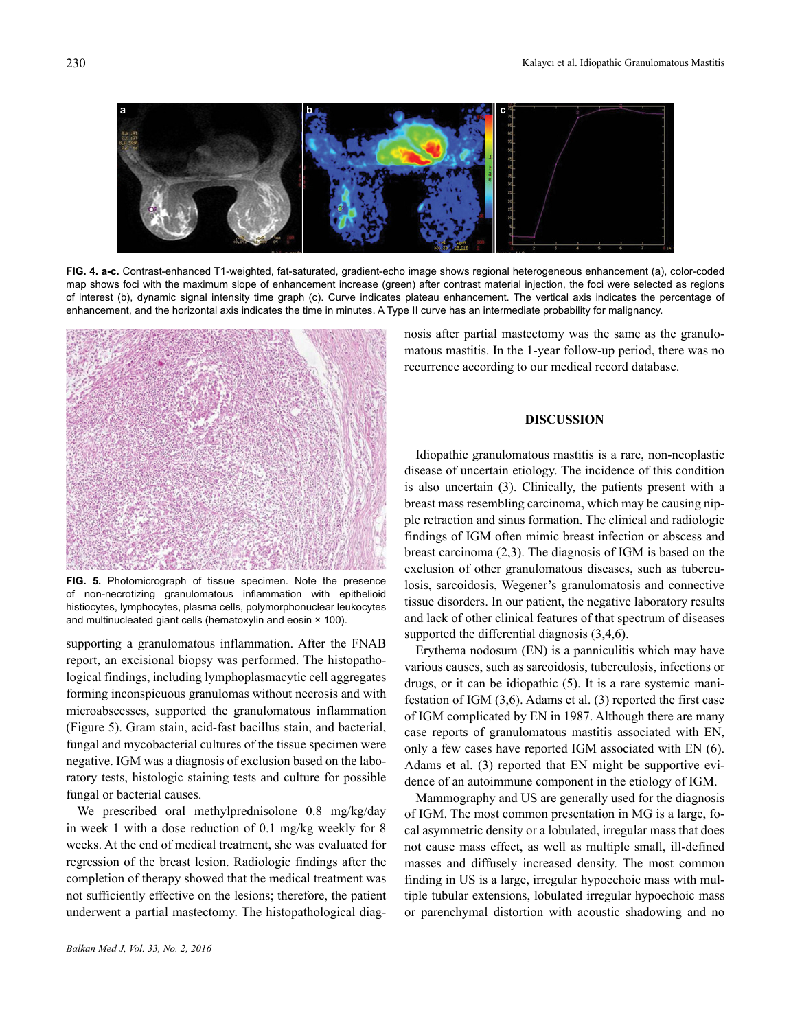FIG. 4. a-c. Contrast-enhanced T1-weighted, fat-saturated, gradient-echo image shows regional heterogeneous enhancement (a), color-coded map shows foci with the maximum slope of enhancement increase (green) after contrast material injection, the foci were selected as regions of interest (b), dynamic signal intensity time graph (c). Curve indicates plateau enhancement. The vertical axis indicates the percentage of enhancement, and the horizontal axis indicates the time in minutes. A Type II curve has an intermediate probability for malignancy.

FIG. 5. Photomicrograph of tissue specimen. Note the presence of non-necrotizing granulomatous inflammation with epithelioid histiocytes, lymphocytes, plasma cells, polymorphonuclear leukocytes and multinucleated giant cells (hematoxylin and eosin × 100).

supporting a granulomatous inflammation. After the FNAB report, an excisional biopsy was performed. The histopathological findings, including lymphoplasmacytic cell aggregates forming inconspicuous granulomas without necrosis and with microabscesses, supported the granulomatous inflammation (Figure 5). Gram stain, acid-fast bacillus stain, and bacterial, fungal and mycobacterial cultures of the tissue specimen were negative. IGM was a diagnosis of exclusion based on the laboratory tests, histologic staining tests and culture for possible fungal or bacterial causes.

We prescribed oral methylprednisolone 0.8 mg/kg/day in week 1 with a dose reduction of 0.1 mg/kg weekly for 8 weeks. At the end of medical treatment, she was evaluated for regression of the breast lesion. Radiologic findings after the completion of therapy showed that the medical treatment was not sufficiently effective on the lesions; therefore, the patient underwent a partial mastectomy. The histopathological diagnosis after partial mastectomy was the same as the granulomatous mastitis. In the 1-year follow-up period, there was no recurrence according to our medical record database.

## DISCUSSION

Idiopathic granulomatous mastitis is a rare, non-neoplastic disease of uncertain etiology. The incidence of this condition is also uncertain (3). Clinically, the patients present with a breast mass resembling carcinoma, which may be causing nipple retraction and sinus formation. The clinical and radiologic findings of IGM often mimic breast infection or abscess and breast carcinoma (2,3). The diagnosis of IGM is based on the exclusion of other granulomatous diseases, such as tuberculosis, sarcoidosis, Wegener's granulomatosis and connective tissue disorders. In our patient, the negative laboratory results and lack of other clinical features of that spectrum of diseases supported the differential diagnosis (3,4,6).

Erythema nodosum (EN) is a panniculitis which may have various causes, such as sarcoidosis, tuberculosis, infections or drugs, or it can be idiopathic (5). It is a rare systemic manifestation of IGM (3,6). Adams et al. (3) reported the first case of IGM complicated by EN in 1987. Although there are many case reports of granulomatous mastitis associated with EN, only a few cases have reported IGM associated with EN (6). Adams et al. (3) reported that EN might be supportive evidence of an autoimmune component in the etiology of IGM.

Mammography and US are generally used for the diagnosis of IGM. The most common presentation in MG is a large, focal asymmetric density or a lobulated, irregular mass that does not cause mass effect, as well as multiple small, ill-defined masses and diffusely increased density. The most common finding in US is a large, irregular hypoechoic mass with multiple tubular extensions, lobulated irregular hypoechoic mass or parenchymal distortion with acoustic shadowing and no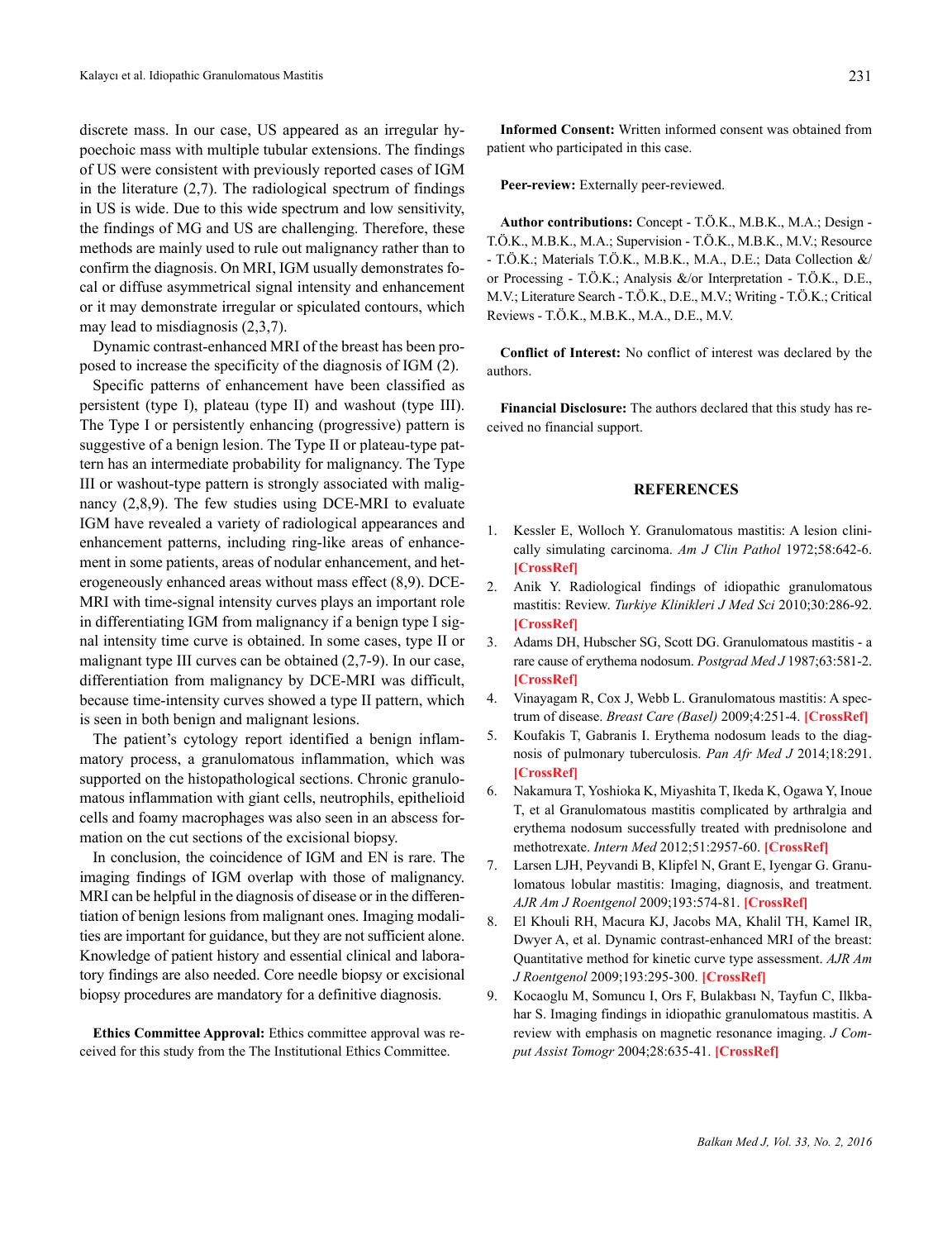discrete mass. In our case, US appeared as an irregular hypoechoic mass with multiple tubular extensions. The findings of US were consistent with previously reported cases of IGM in the literature (2,7). The radiological spectrum of findings in US is wide. Due to this wide spectrum and low sensitivity, the findings of MG and US are challenging. Therefore, these methods are mainly used to rule out malignancy rather than to confirm the diagnosis. On MRI, IGM usually demonstrates focal or diffuse asymmetrical signal intensity and enhancement or it may demonstrate irregular or spiculated contours, which may lead to misdiagnosis (2,3,7).

Dynamic contrast-enhanced MRI of the breast has been proposed to increase the specificity of the diagnosis of IGM (2).

Specific patterns of enhancement have been classified as persistent (type I), plateau (type II) and washout (type III). The Type I or persistently enhancing (progressive) pattern is suggestive of a benign lesion. The Type II or plateau-type pattern has an intermediate probability for malignancy. The Type III or washout-type pattern is strongly associated with malignancy (2,8,9). The few studies using DCE-MRI to evaluate IGM have revealed a variety of radiological appearances and enhancement patterns, including ring-like areas of enhancement in some patients, areas of nodular enhancement, and heterogeneously enhanced areas without mass effect (8,9). DCE-MRI with time-signal intensity curves plays an important role in differentiating IGM from malignancy if a benign type I signal intensity time curve is obtained. In some cases, type II or malignant type III curves can be obtained (2,7-9). In our case, differentiation from malignancy by DCE-MRI was difficult, because time-intensity curves showed a type II pattern, which is seen in both benign and malignant lesions.

The patient's cytology report identified a benign inflammatory process, a granulomatous inflammation, which was supported on the histopathological sections. Chronic granulomatous inflammation with giant cells, neutrophils, epithelioid cells and foamy macrophages was also seen in an abscess formation on the cut sections of the excisional biopsy.

In conclusion, the coincidence of IGM and EN is rare. The imaging findings of IGM overlap with those of malignancy. MRI can be helpful in the diagnosis of disease or in the differentiation of benign lesions from malignant ones. Imaging modalities are important for guidance, but they are not sufficient alone. Knowledge of patient history and essential clinical and laboratory findings are also needed. Core needle biopsy or excisional biopsy procedures are mandatory for a definitive diagnosis.

**Ethics Committee Approval:** Ethics committee approval was received for this study from the The Institutional Ethics Committee.

**Informed Consent:** Written informed consent was obtained from patient who participated in this case.

**Peer-review:** Externally peer-reviewed.

**Author contributions:** Concept - T.Ö.K., M.B.K., M.A.; Design - T.Ö.K., M.B.K., M.A.; Supervision - T.Ö.K., M.B.K., M.V.; Resource - T.Ö.K.; Materials T.Ö.K., M.B.K., M.A., D.E.; Data Collection &/ or Processing - T.Ö.K.; Analysis &/or Interpretation - T.Ö.K., D.E., M.V.; Literature Search - T.Ö.K., D.E., M.V.; Writing - T.Ö.K.; Critical Reviews - T.Ö.K., M.B.K., M.A., D.E., M.V.

**Conflict of Interest:** No conflict of interest was declared by the authors.

**Financial Disclosure:** The authors declared that this study has received no financial support.

## REFERENCES

1. Kessler E, Wolloch Y. Granulomatous mastitis: A lesion clinically simulating carcinoma. *Am J Clin Pathol* 1972;58:642-6. **[CrossRef]**
2. Anik Y. Radiological findings of idiopathic granulomatous mastitis: Review. *Turkiye Klinikleri J Med Sci* 2010;30:286-92. **[CrossRef]**
3. Adams DH, Hubscher SG, Scott DG. Granulomatous mastitis - a rare cause of erythema nodosum. *Postgrad Med J* 1987;63:581-2. **[CrossRef]**
4. Vinayagam R, Cox J, Webb L. Granulomatous mastitis: A spectrum of disease. *Breast Care (Basel)* 2009;4:251-4. **[CrossRef]**
5. Koufakis T, Gabranis I. Erythema nodosum leads to the diagnosis of pulmonary tuberculosis. *Pan Afr Med J* 2014;18:291. **[CrossRef]**
6. Nakamura T, Yoshioka K, Miyashita T, Ikeda K, Ogawa Y, Inoue T, et al Granulomatous mastitis complicated by arthralgia and erythema nodosum successfully treated with prednisolone and methotrexate. *Intern Med* 2012;51:2957-60. **[CrossRef]**
7. Larsen LJH, Peyvandi B, Klipfel N, Grant E, Iyengar G. Granulomatous lobular mastitis: Imaging, diagnosis, and treatment. *AJR Am J Roentgenol* 2009;193:574-81. **[CrossRef]**
8. El Khouli RH, Macura KJ, Jacobs MA, Khalil TH, Kamel IR, Dwyer A, et al. Dynamic contrast-enhanced MRI of the breast: Quantitative method for kinetic curve type assessment. *AJR Am J Roentgenol* 2009;193:295-300. **[CrossRef]**
9. Kocaoglu M, Somuncu I, Ors F, Bulakbası N, Tayfun C, Ilkbahar S. Imaging findings in idiopathic granulomatous mastitis. A review with emphasis on magnetic resonance imaging. *J Comput Assist Tomogr* 2004;28:635-41. **[CrossRef]**